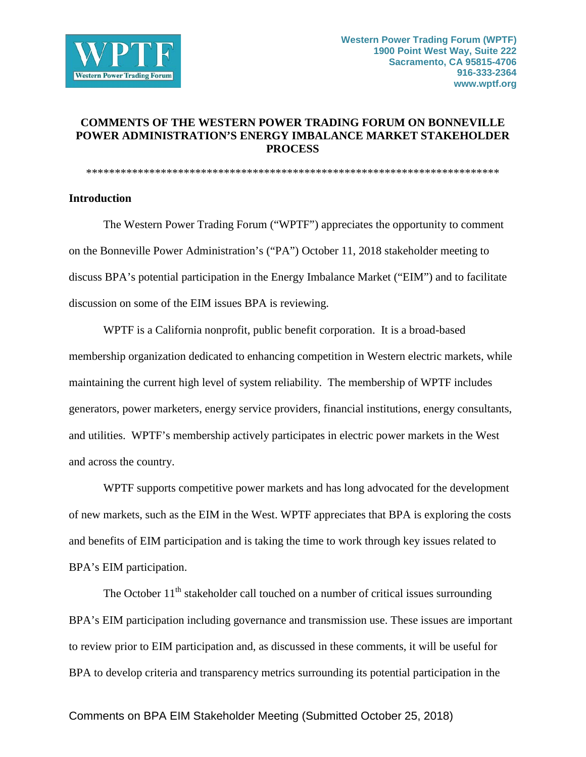Western Power Trading Forum (WPTF)
1900 Point West Way, Suite 222
Sacramento, CA 95815-4706
916-333-2364
www.wptf.org

# COMMENTS OF THE WESTERN POWER TRADING FORUM ON BONNEVILLE POWER ADMINISTRATION'S ENERGY IMBALANCE MARKET STAKEHOLDER PROCESS

\*\*\*\*\*\*\*\*\*\*\*\*\*\*\*\*\*\*\*\*\*\*\*\*\*\*\*\*\*\*\*\*\*\*\*\*\*\*\*\*\*\*\*\*\*\*\*\*\*\*\*\*\*\*\*\*\*\*\*\*\*\*\*\*\*\*\*\*\*\*\*\*\*

## Introduction

The Western Power Trading Forum ("WPTF") appreciates the opportunity to comment on the Bonneville Power Administration's ("PA") October 11, 2018 stakeholder meeting to discuss BPA's potential participation in the Energy Imbalance Market ("EIM") and to facilitate discussion on some of the EIM issues BPA is reviewing.

WPTF is a California nonprofit, public benefit corporation. It is a broad-based membership organization dedicated to enhancing competition in Western electric markets, while maintaining the current high level of system reliability. The membership of WPTF includes generators, power marketers, energy service providers, financial institutions, energy consultants, and utilities. WPTF's membership actively participates in electric power markets in the West and across the country.

WPTF supports competitive power markets and has long advocated for the development of new markets, such as the EIM in the West. WPTF appreciates that BPA is exploring the costs and benefits of EIM participation and is taking the time to work through key issues related to BPA's EIM participation.

The October 11th stakeholder call touched on a number of critical issues surrounding BPA's EIM participation including governance and transmission use. These issues are important to review prior to EIM participation and, as discussed in these comments, it will be useful for BPA to develop criteria and transparency metrics surrounding its potential participation in the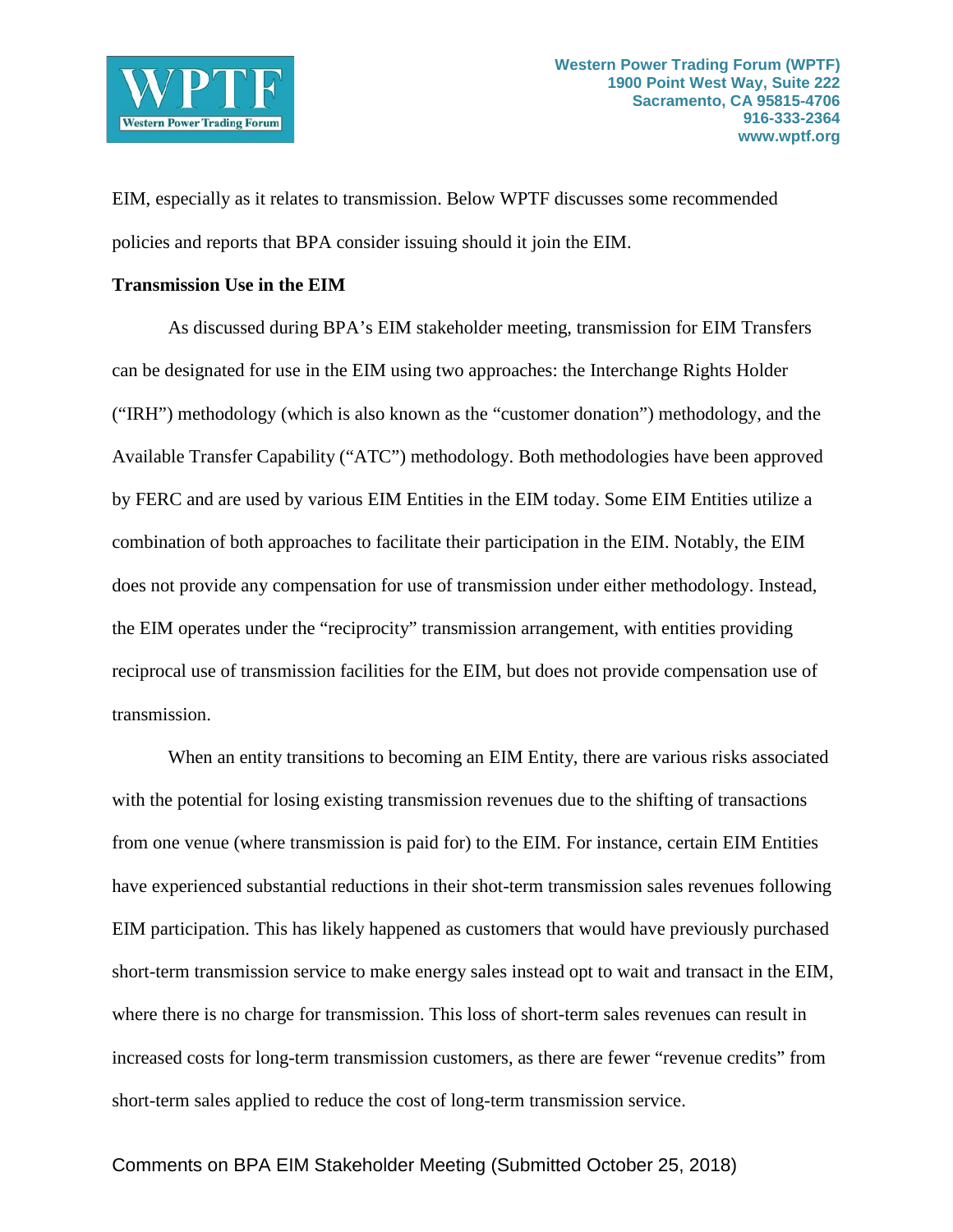EIM, especially as it relates to transmission. Below WPTF discusses some recommended policies and reports that BPA consider issuing should it join the EIM.

**Transmission Use in the EIM**

As discussed during BPA's EIM stakeholder meeting, transmission for EIM Transfers can be designated for use in the EIM using two approaches: the Interchange Rights Holder ("IRH") methodology (which is also known as the "customer donation") methodology, and the Available Transfer Capability ("ATC") methodology. Both methodologies have been approved by FERC and are used by various EIM Entities in the EIM today. Some EIM Entities utilize a combination of both approaches to facilitate their participation in the EIM. Notably, the EIM does not provide any compensation for use of transmission under either methodology. Instead, the EIM operates under the "reciprocity" transmission arrangement, with entities providing reciprocal use of transmission facilities for the EIM, but does not provide compensation use of transmission.

When an entity transitions to becoming an EIM Entity, there are various risks associated with the potential for losing existing transmission revenues due to the shifting of transactions from one venue (where transmission is paid for) to the EIM. For instance, certain EIM Entities have experienced substantial reductions in their shot-term transmission sales revenues following EIM participation. This has likely happened as customers that would have previously purchased short-term transmission service to make energy sales instead opt to wait and transact in the EIM, where there is no charge for transmission. This loss of short-term sales revenues can result in increased costs for long-term transmission customers, as there are fewer "revenue credits" from short-term sales applied to reduce the cost of long-term transmission service.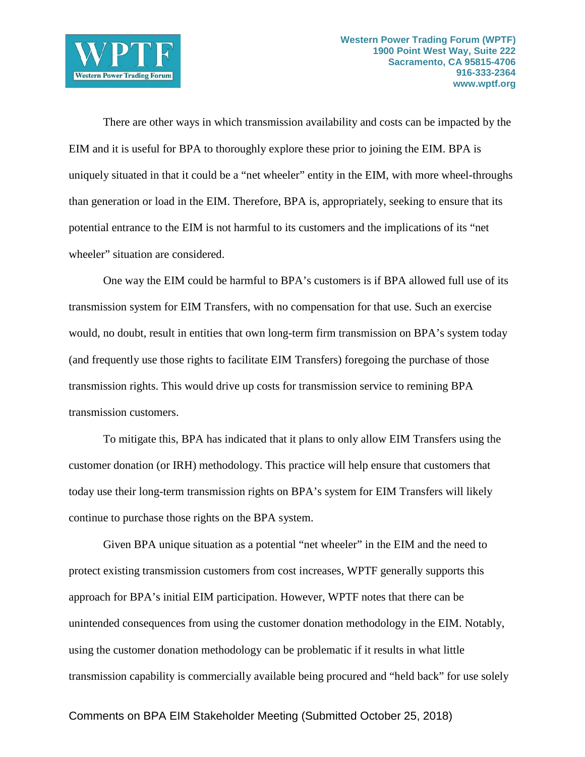There are other ways in which transmission availability and costs can be impacted by the EIM and it is useful for BPA to thoroughly explore these prior to joining the EIM. BPA is uniquely situated in that it could be a "net wheeler" entity in the EIM, with more wheel-throughs than generation or load in the EIM. Therefore, BPA is, appropriately, seeking to ensure that its potential entrance to the EIM is not harmful to its customers and the implications of its "net wheeler" situation are considered.

One way the EIM could be harmful to BPA's customers is if BPA allowed full use of its transmission system for EIM Transfers, with no compensation for that use. Such an exercise would, no doubt, result in entities that own long-term firm transmission on BPA's system today (and frequently use those rights to facilitate EIM Transfers) foregoing the purchase of those transmission rights. This would drive up costs for transmission service to remining BPA transmission customers.

To mitigate this, BPA has indicated that it plans to only allow EIM Transfers using the customer donation (or IRH) methodology. This practice will help ensure that customers that today use their long-term transmission rights on BPA's system for EIM Transfers will likely continue to purchase those rights on the BPA system.

Given BPA unique situation as a potential "net wheeler" in the EIM and the need to protect existing transmission customers from cost increases, WPTF generally supports this approach for BPA's initial EIM participation. However, WPTF notes that there can be unintended consequences from using the customer donation methodology in the EIM. Notably, using the customer donation methodology can be problematic if it results in what little transmission capability is commercially available being procured and "held back" for use solely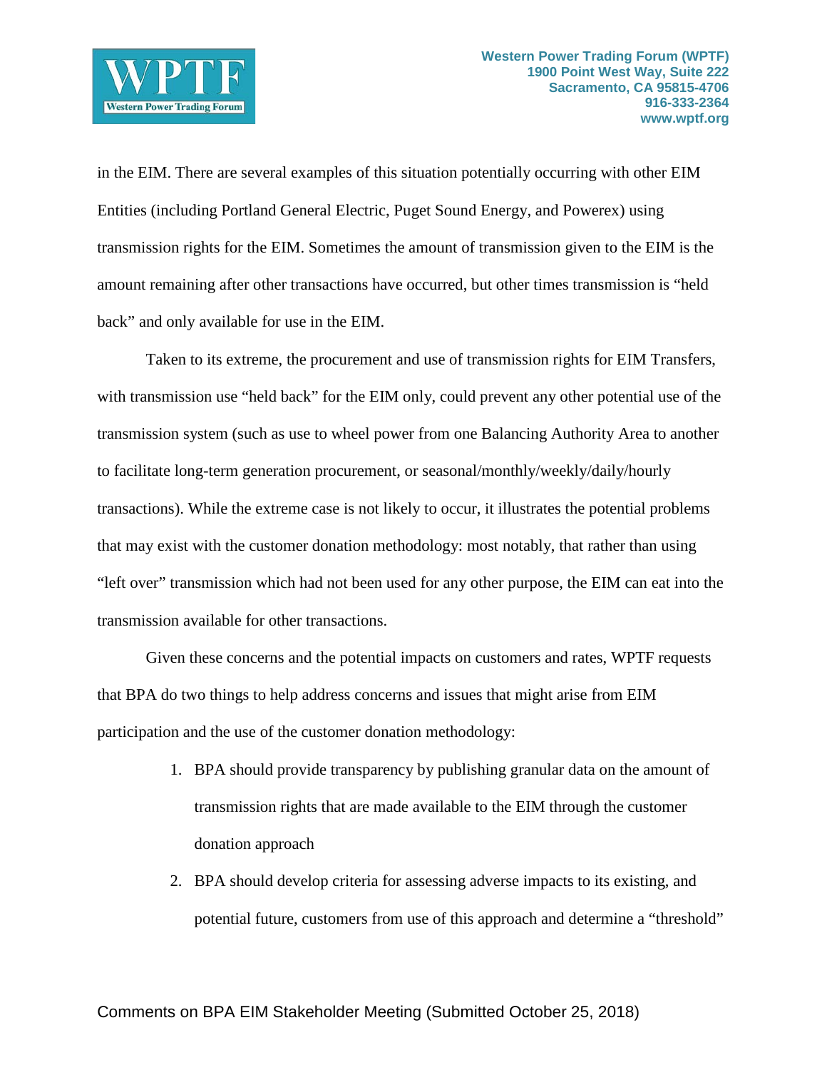in the EIM. There are several examples of this situation potentially occurring with other EIM Entities (including Portland General Electric, Puget Sound Energy, and Powerex) using transmission rights for the EIM. Sometimes the amount of transmission given to the EIM is the amount remaining after other transactions have occurred, but other times transmission is "held back" and only available for use in the EIM.

Taken to its extreme, the procurement and use of transmission rights for EIM Transfers, with transmission use "held back" for the EIM only, could prevent any other potential use of the transmission system (such as use to wheel power from one Balancing Authority Area to another to facilitate long-term generation procurement, or seasonal/monthly/weekly/daily/hourly transactions). While the extreme case is not likely to occur, it illustrates the potential problems that may exist with the customer donation methodology: most notably, that rather than using "left over" transmission which had not been used for any other purpose, the EIM can eat into the transmission available for other transactions.

Given these concerns and the potential impacts on customers and rates, WPTF requests that BPA do two things to help address concerns and issues that might arise from EIM participation and the use of the customer donation methodology:

1. BPA should provide transparency by publishing granular data on the amount of transmission rights that are made available to the EIM through the customer donation approach
2. BPA should develop criteria for assessing adverse impacts to its existing, and potential future, customers from use of this approach and determine a "threshold"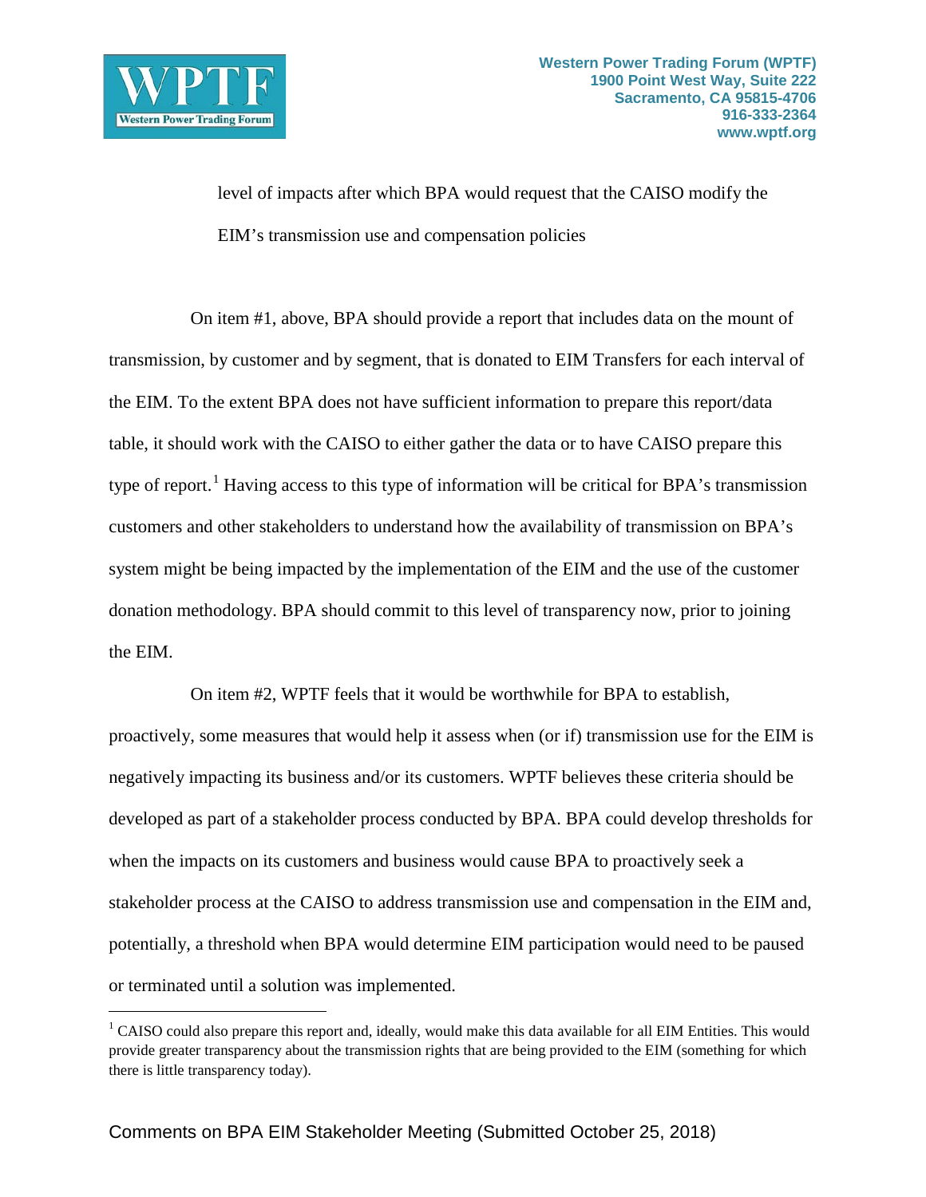level of impacts after which BPA would request that the CAISO modify the EIM's transmission use and compensation policies

On item #1, above, BPA should provide a report that includes data on the mount of transmission, by customer and by segment, that is donated to EIM Transfers for each interval of the EIM. To the extent BPA does not have sufficient information to prepare this report/data table, it should work with the CAISO to either gather the data or to have CAISO prepare this type of report.[1] Having access to this type of information will be critical for BPA's transmission customers and other stakeholders to understand how the availability of transmission on BPA's system might be being impacted by the implementation of the EIM and the use of the customer donation methodology. BPA should commit to this level of transparency now, prior to joining the EIM.

On item #2, WPTF feels that it would be worthwhile for BPA to establish, proactively, some measures that would help it assess when (or if) transmission use for the EIM is negatively impacting its business and/or its customers. WPTF believes these criteria should be developed as part of a stakeholder process conducted by BPA. BPA could develop thresholds for when the impacts on its customers and business would cause BPA to proactively seek a stakeholder process at the CAISO to address transmission use and compensation in the EIM and, potentially, a threshold when BPA would determine EIM participation would need to be paused or terminated until a solution was implemented.

[1] CAISO could also prepare this report and, ideally, would make this data available for all EIM Entities. This would provide greater transparency about the transmission rights that are being provided to the EIM (something for which there is little transparency today).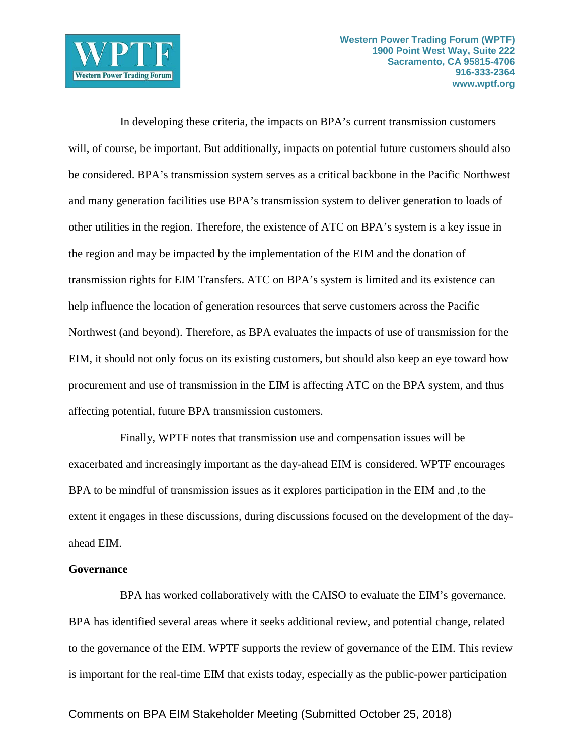In developing these criteria, the impacts on BPA's current transmission customers will, of course, be important. But additionally, impacts on potential future customers should also be considered. BPA's transmission system serves as a critical backbone in the Pacific Northwest and many generation facilities use BPA's transmission system to deliver generation to loads of other utilities in the region. Therefore, the existence of ATC on BPA's system is a key issue in the region and may be impacted by the implementation of the EIM and the donation of transmission rights for EIM Transfers. ATC on BPA's system is limited and its existence can help influence the location of generation resources that serve customers across the Pacific Northwest (and beyond). Therefore, as BPA evaluates the impacts of use of transmission for the EIM, it should not only focus on its existing customers, but should also keep an eye toward how procurement and use of transmission in the EIM is affecting ATC on the BPA system, and thus affecting potential, future BPA transmission customers.

Finally, WPTF notes that transmission use and compensation issues will be exacerbated and increasingly important as the day-ahead EIM is considered. WPTF encourages BPA to be mindful of transmission issues as it explores participation in the EIM and ,to the extent it engages in these discussions, during discussions focused on the development of the day-ahead EIM.

**Governance**

BPA has worked collaboratively with the CAISO to evaluate the EIM's governance. BPA has identified several areas where it seeks additional review, and potential change, related to the governance of the EIM. WPTF supports the review of governance of the EIM. This review is important for the real-time EIM that exists today, especially as the public-power participation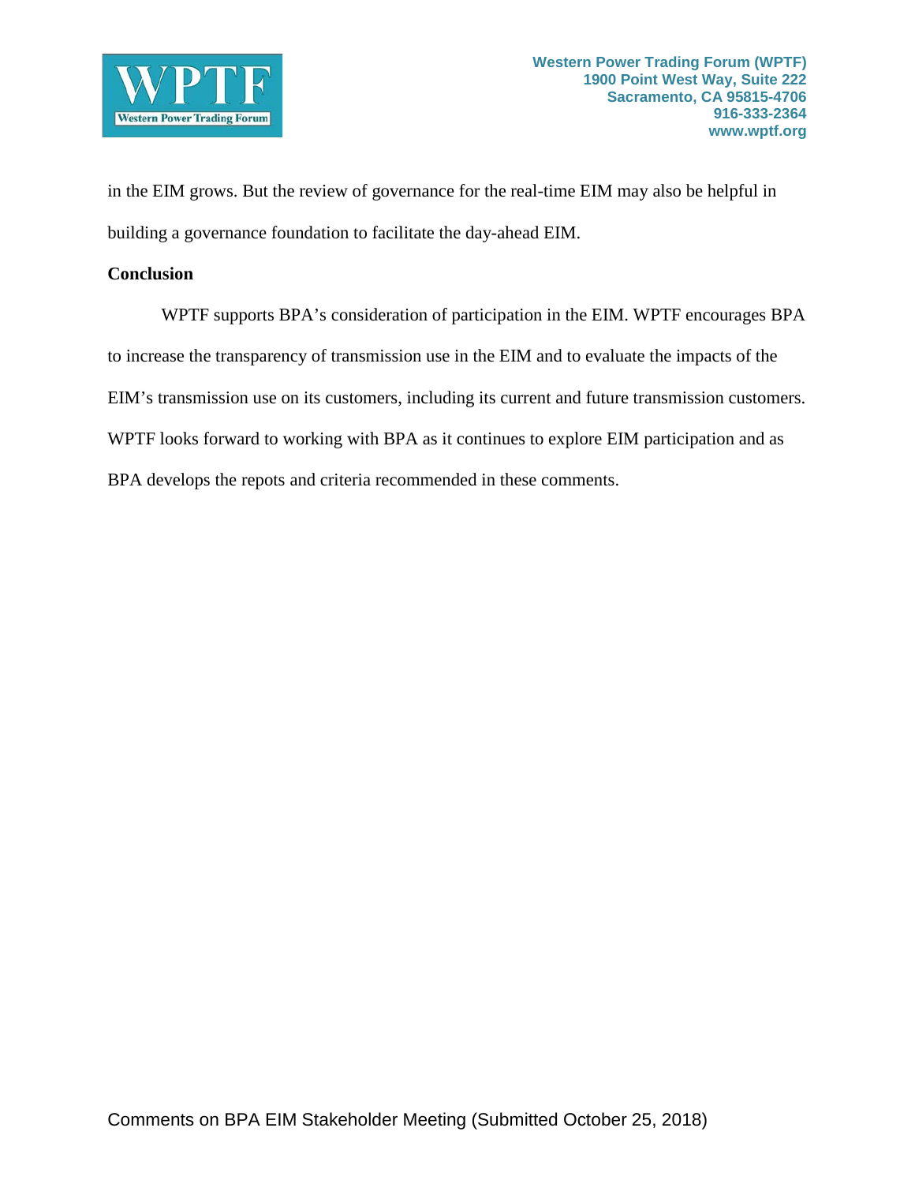in the EIM grows. But the review of governance for the real-time EIM may also be helpful in building a governance foundation to facilitate the day-ahead EIM.

**Conclusion**

WPTF supports BPA's consideration of participation in the EIM. WPTF encourages BPA to increase the transparency of transmission use in the EIM and to evaluate the impacts of the EIM's transmission use on its customers, including its current and future transmission customers. WPTF looks forward to working with BPA as it continues to explore EIM participation and as BPA develops the repots and criteria recommended in these comments.